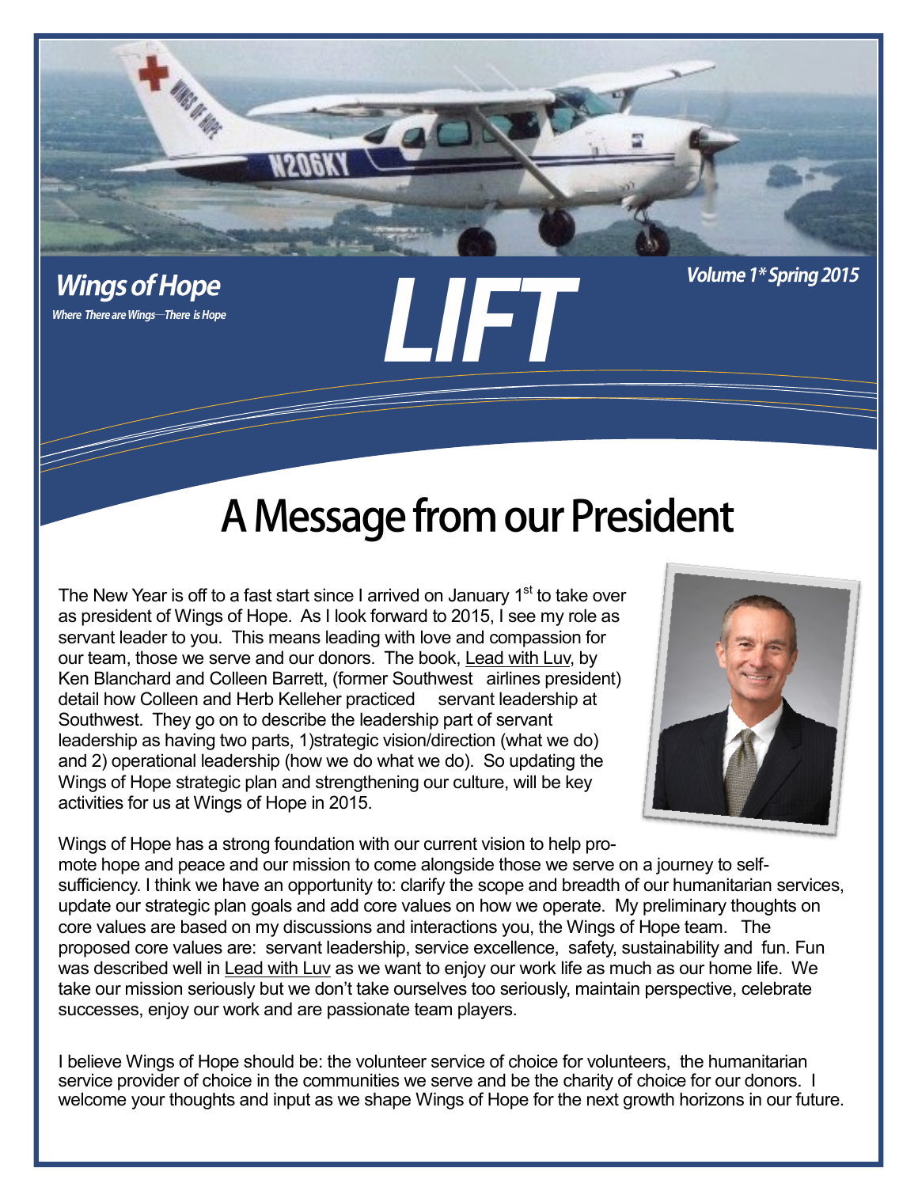**Wings of Hope**

*Where There are Wings—There is Hope*

# LIFT

*Volume 1\* Spring 2015*

## A Message from our President

The New Year is off to a fast start since I arrived on January 1st to take over as president of Wings of Hope. As I look forward to 2015, I see my role as servant leader to you. This means leading with love and compassion for our team, those we serve and our donors. The book, Lead with Luv, by Ken Blanchard and Colleen Barrett, (former Southwest airlines president) detail how Colleen and Herb Kelleher practiced servant leadership at Southwest. They go on to describe the leadership part of servant leadership as having two parts, 1)strategic vision/direction (what we do) and 2) operational leadership (how we do what we do). So updating the Wings of Hope strategic plan and strengthening our culture, will be key activities for us at Wings of Hope in 2015.

Wings of Hope has a strong foundation with our current vision to help promote hope and peace and our mission to come alongside those we serve on a journey to self-sufficiency. I think we have an opportunity to: clarify the scope and breadth of our humanitarian services, update our strategic plan goals and add core values on how we operate. My preliminary thoughts on core values are based on my discussions and interactions you, the Wings of Hope team. The proposed core values are: servant leadership, service excellence, safety, sustainability and fun. Fun was described well in Lead with Luv as we want to enjoy our work life as much as our home life. We take our mission seriously but we don't take ourselves too seriously, maintain perspective, celebrate successes, enjoy our work and are passionate team players.

I believe Wings of Hope should be: the volunteer service of choice for volunteers, the humanitarian service provider of choice in the communities we serve and be the charity of choice for our donors. I welcome your thoughts and input as we shape Wings of Hope for the next growth horizons in our future.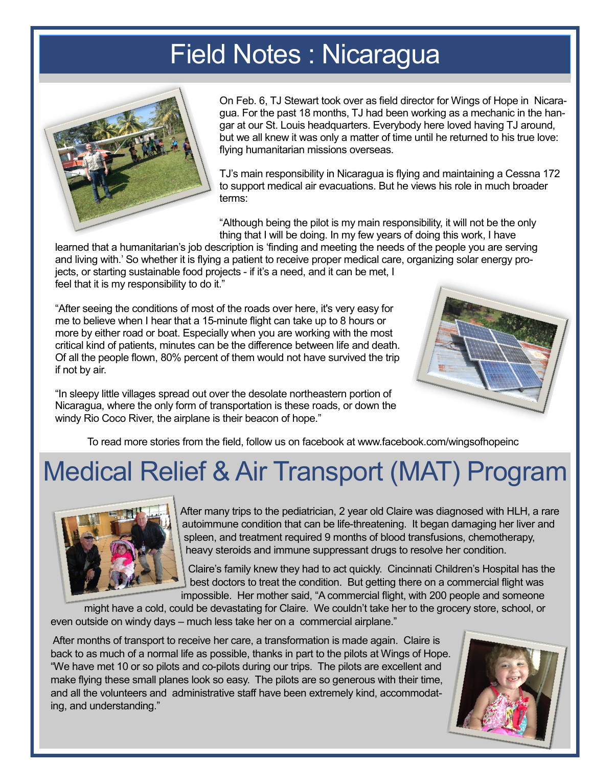# Field Notes : Nicaragua

On Feb. 6, TJ Stewart took over as field director for Wings of Hope in Nicaragua. For the past 18 months, TJ had been working as a mechanic in the hangar at our St. Louis headquarters. Everybody here loved having TJ around, but we all knew it was only a matter of time until he returned to his true love: flying humanitarian missions overseas.

TJ's main responsibility in Nicaragua is flying and maintaining a Cessna 172 to support medical air evacuations. But he views his role in much broader terms:

"Although being the pilot is my main responsibility, it will not be the only thing that I will be doing. In my few years of doing this work, I have learned that a humanitarian's job description is 'finding and meeting the needs of the people you are serving and living with.' So whether it is flying a patient to receive proper medical care, organizing solar energy projects, or starting sustainable food projects - if it's a need, and it can be met, I feel that it is my responsibility to do it."

"After seeing the conditions of most of the roads over here, it's very easy for me to believe when I hear that a 15-minute flight can take up to 8 hours or more by either road or boat. Especially when you are working with the most critical kind of patients, minutes can be the difference between life and death. Of all the people flown, 80% percent of them would not have survived the trip if not by air.

"In sleepy little villages spread out over the desolate northeastern portion of Nicaragua, where the only form of transportation is these roads, or down the windy Rio Coco River, the airplane is their beacon of hope."

To read more stories from the field, follow us on facebook at www.facebook.com/wingsofhopeinc

# Medical Relief & Air Transport (MAT) Program

After many trips to the pediatrician, 2 year old Claire was diagnosed with HLH, a rare autoimmune condition that can be life-threatening. It began damaging her liver and spleen, and treatment required 9 months of blood transfusions, chemotherapy, heavy steroids and immune suppressant drugs to resolve her condition.

Claire's family knew they had to act quickly. Cincinnati Children's Hospital has the best doctors to treat the condition. But getting there on a commercial flight was impossible. Her mother said, "A commercial flight, with 200 people and someone might have a cold, could be devastating for Claire. We couldn't take her to the grocery store, school, or even outside on windy days – much less take her on a commercial airplane."

After months of transport to receive her care, a transformation is made again. Claire is back to as much of a normal life as possible, thanks in part to the pilots at Wings of Hope. "We have met 10 or so pilots and co-pilots during our trips. The pilots are excellent and make flying these small planes look so easy. The pilots are so generous with their time, and all the volunteers and administrative staff have been extremely kind, accommodating, and understanding."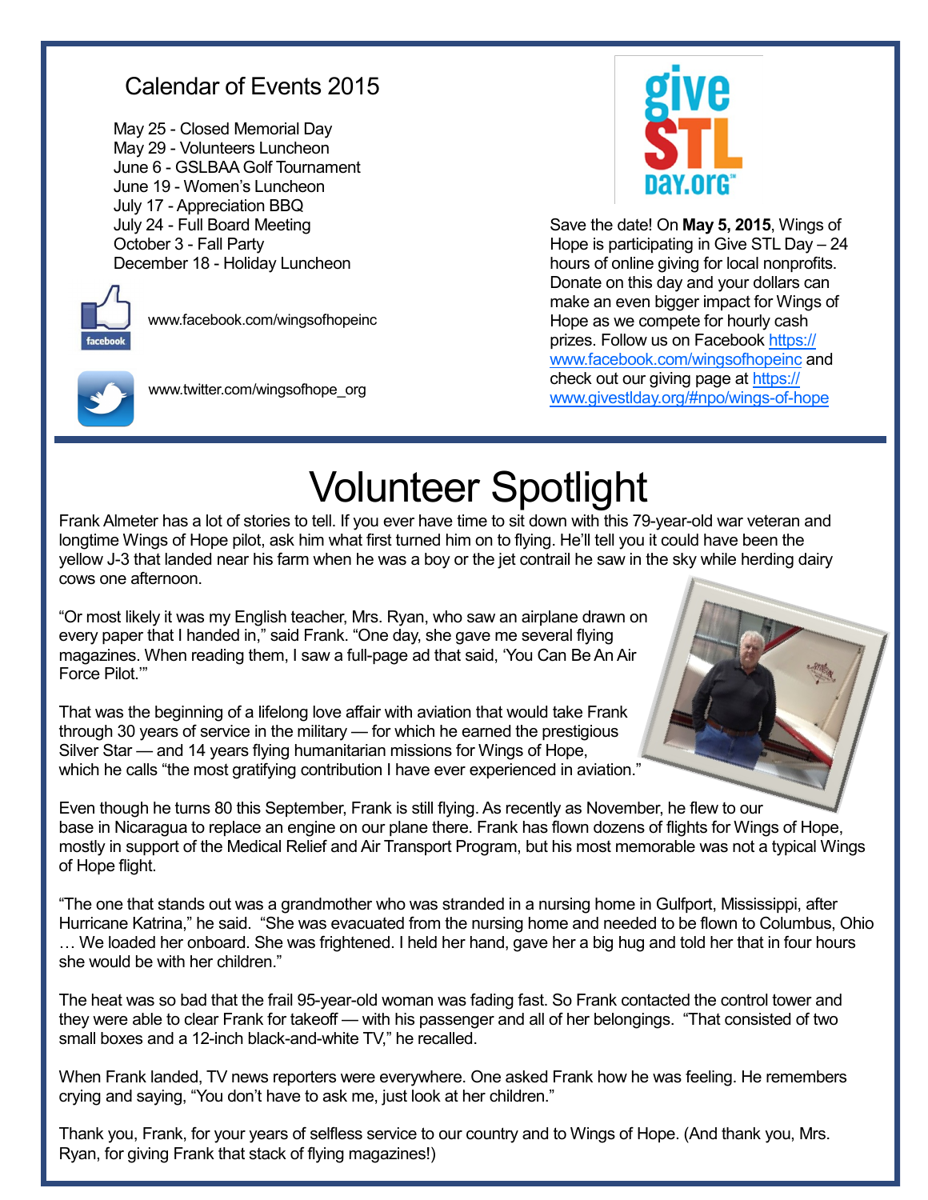## Calendar of Events 2015

May 25 - Closed Memorial Day
May 29 - Volunteers Luncheon
June 6 - GSLBAA Golf Tournament
June 19 - Women's Luncheon
July 17 - Appreciation BBQ
July 24 - Full Board Meeting
October 3 - Fall Party
December 18 - Holiday Luncheon

www.facebook.com/wingsofhopeinc

www.twitter.com/wingsofhope_org

Save the date! On **May 5, 2015**, Wings of Hope is participating in Give STL Day – 24 hours of online giving for local nonprofits. Donate on this day and your dollars can make an even bigger impact for Wings of Hope as we compete for hourly cash prizes. Follow us on Facebook https://www.facebook.com/wingsofhopeinc and check out our giving page at https://www.givestlday.org/#npo/wings-of-hope

# Volunteer Spotlight

Frank Almeter has a lot of stories to tell. If you ever have time to sit down with this 79-year-old war veteran and longtime Wings of Hope pilot, ask him what first turned him on to flying. He'll tell you it could have been the yellow J-3 that landed near his farm when he was a boy or the jet contrail he saw in the sky while herding dairy cows one afternoon.

"Or most likely it was my English teacher, Mrs. Ryan, who saw an airplane drawn on every paper that I handed in," said Frank. "One day, she gave me several flying magazines. When reading them, I saw a full-page ad that said, 'You Can Be An Air Force Pilot.'"

That was the beginning of a lifelong love affair with aviation that would take Frank through 30 years of service in the military — for which he earned the prestigious Silver Star — and 14 years flying humanitarian missions for Wings of Hope, which he calls "the most gratifying contribution I have ever experienced in aviation."

Even though he turns 80 this September, Frank is still flying. As recently as November, he flew to our base in Nicaragua to replace an engine on our plane there. Frank has flown dozens of flights for Wings of Hope, mostly in support of the Medical Relief and Air Transport Program, but his most memorable was not a typical Wings of Hope flight.

"The one that stands out was a grandmother who was stranded in a nursing home in Gulfport, Mississippi, after Hurricane Katrina," he said. "She was evacuated from the nursing home and needed to be flown to Columbus, Ohio … We loaded her onboard. She was frightened. I held her hand, gave her a big hug and told her that in four hours she would be with her children."

The heat was so bad that the frail 95-year-old woman was fading fast. So Frank contacted the control tower and they were able to clear Frank for takeoff — with his passenger and all of her belongings. "That consisted of two small boxes and a 12-inch black-and-white TV," he recalled.

When Frank landed, TV news reporters were everywhere. One asked Frank how he was feeling. He remembers crying and saying, "You don't have to ask me, just look at her children."

Thank you, Frank, for your years of selfless service to our country and to Wings of Hope. (And thank you, Mrs. Ryan, for giving Frank that stack of flying magazines!)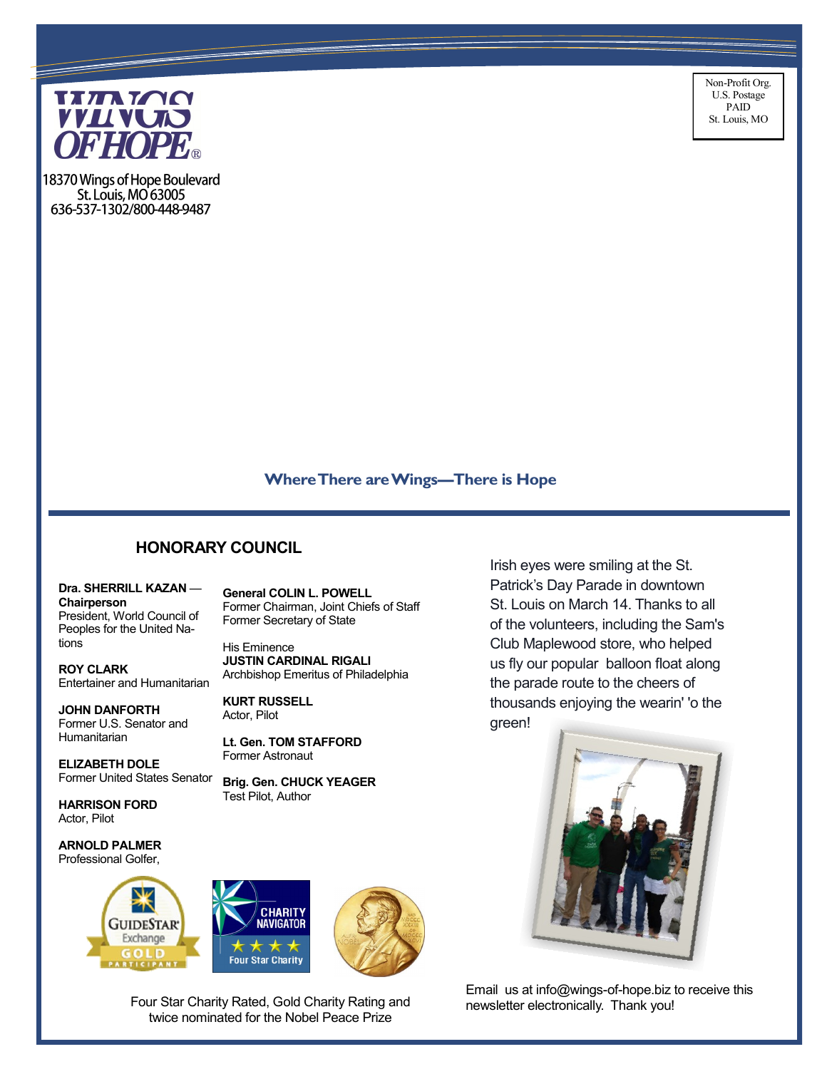**WINGS OF HOPE®**

18370 Wings of Hope Boulevard
St. Louis, MO 63005
636-537-1302/800-448-9487

Non-Profit Org.
U.S. Postage
PAID
St. Louis, MO

**Where There are Wings—There is Hope**

## HONORARY COUNCIL

**Dra. SHERRILL KAZAN** — **Chairperson**
President, World Council of Peoples for the United Nations

**ROY CLARK**
Entertainer and Humanitarian

**JOHN DANFORTH**
Former U.S. Senator and Humanitarian

**ELIZABETH DOLE**
Former United States Senator

**HARRISON FORD**
Actor, Pilot

**ARNOLD PALMER**
Professional Golfer,

**General COLIN L. POWELL**
Former Chairman, Joint Chiefs of Staff
Former Secretary of State

His Eminence
**JUSTIN CARDINAL RIGALI**
Archbishop Emeritus of Philadelphia

**KURT RUSSELL**
Actor, Pilot

**Lt. Gen. TOM STAFFORD**
Former Astronaut

**Brig. Gen. CHUCK YEAGER**
Test Pilot, Author

GUIDESTAR Exchange GOLD PARTICIPANT

CHARITY NAVIGATOR Four Star Charity

Four Star Charity Rated, Gold Charity Rating and twice nominated for the Nobel Peace Prize

Irish eyes were smiling at the St. Patrick's Day Parade in downtown St. Louis on March 14. Thanks to all of the volunteers, including the Sam's Club Maplewood store, who helped us fly our popular balloon float along the parade route to the cheers of thousands enjoying the wearin' 'o the green!

Email us at info@wings-of-hope.biz to receive this newsletter electronically. Thank you!